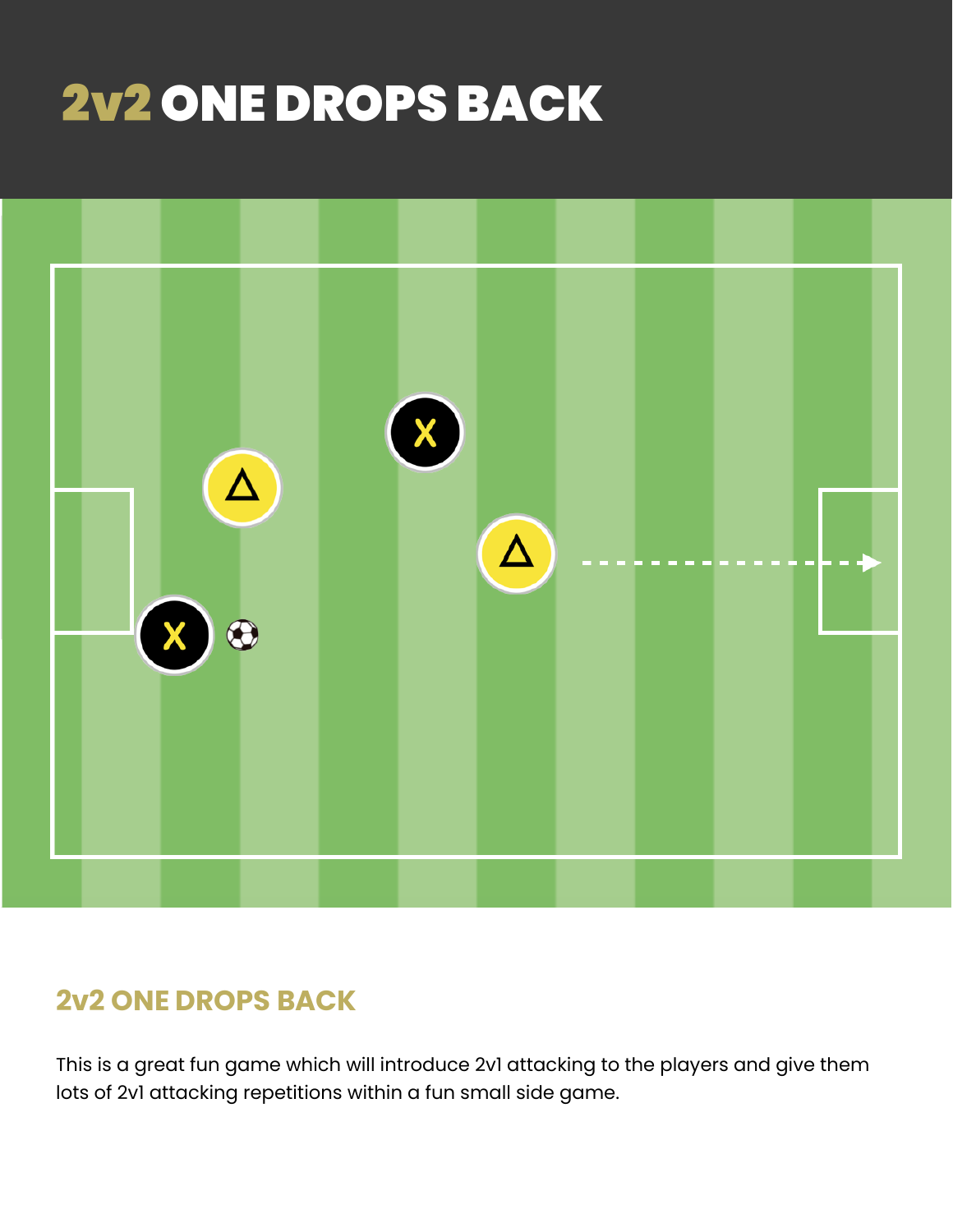# 2v2 ONE DROPS BACK

## 2v2 ONE DROPS BACK

This is a great fun game which will introduce 2v1 attacking to the players and give them lots of 2v1 attacking repetitions within a fun small side game.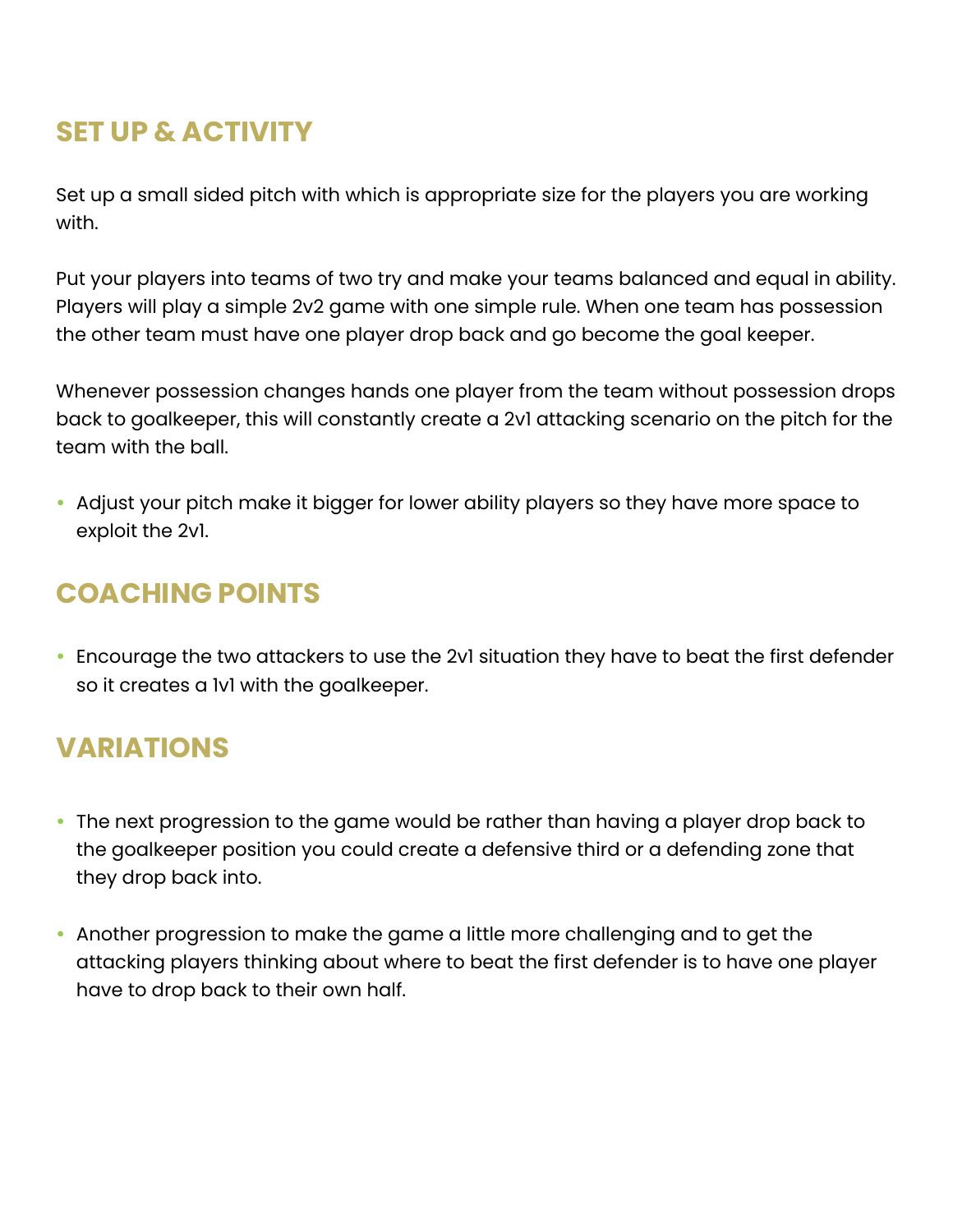## SET UP & ACTIVITY

Set up a small sided pitch with which is appropriate size for the players you are working with.

Put your players into teams of two try and make your teams balanced and equal in ability. Players will play a simple 2v2 game with one simple rule. When one team has possession the other team must have one player drop back and go become the goal keeper.

Whenever possession changes hands one player from the team without possession drops back to goalkeeper, this will constantly create a 2v1 attacking scenario on the pitch for the team with the ball.

- Adjust your pitch make it bigger for lower ability players so they have more space to exploit the 2v1.

## COACHING POINTS

- Encourage the two attackers to use the 2v1 situation they have to beat the first defender so it creates a 1v1 with the goalkeeper.

## VARIATIONS

- The next progression to the game would be rather than having a player drop back to the goalkeeper position you could create a defensive third or a defending zone that they drop back into.

- Another progression to make the game a little more challenging and to get the attacking players thinking about where to beat the first defender is to have one player have to drop back to their own half.